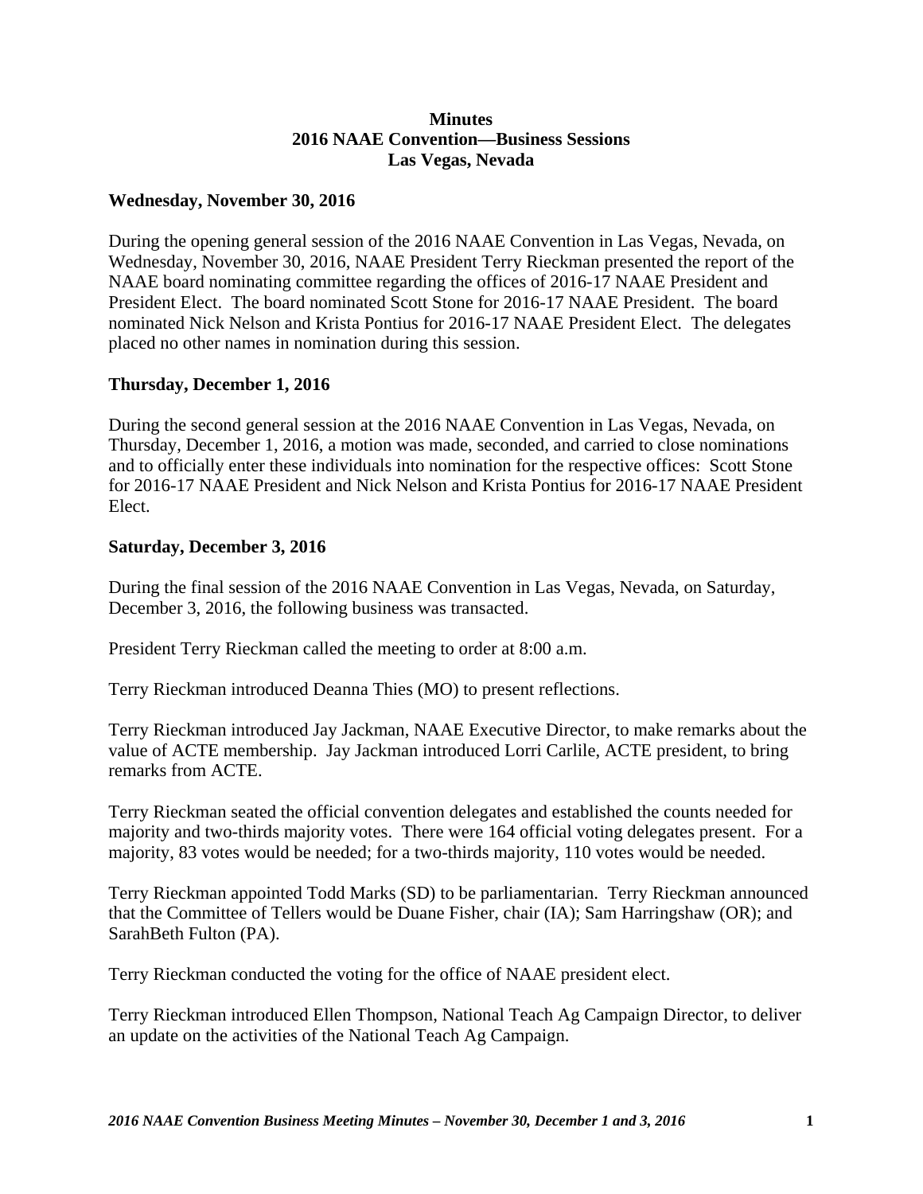**Minutes**
**2016 NAAE Convention—Business Sessions**
**Las Vegas, Nevada**

**Wednesday, November 30, 2016**

During the opening general session of the 2016 NAAE Convention in Las Vegas, Nevada, on Wednesday, November 30, 2016, NAAE President Terry Rieckman presented the report of the NAAE board nominating committee regarding the offices of 2016-17 NAAE President and President Elect. The board nominated Scott Stone for 2016-17 NAAE President. The board nominated Nick Nelson and Krista Pontius for 2016-17 NAAE President Elect. The delegates placed no other names in nomination during this session.

**Thursday, December 1, 2016**

During the second general session at the 2016 NAAE Convention in Las Vegas, Nevada, on Thursday, December 1, 2016, a motion was made, seconded, and carried to close nominations and to officially enter these individuals into nomination for the respective offices: Scott Stone for 2016-17 NAAE President and Nick Nelson and Krista Pontius for 2016-17 NAAE President Elect.

**Saturday, December 3, 2016**

During the final session of the 2016 NAAE Convention in Las Vegas, Nevada, on Saturday, December 3, 2016, the following business was transacted.

President Terry Rieckman called the meeting to order at 8:00 a.m.

Terry Rieckman introduced Deanna Thies (MO) to present reflections.

Terry Rieckman introduced Jay Jackman, NAAE Executive Director, to make remarks about the value of ACTE membership. Jay Jackman introduced Lorri Carlile, ACTE president, to bring remarks from ACTE.

Terry Rieckman seated the official convention delegates and established the counts needed for majority and two-thirds majority votes. There were 164 official voting delegates present. For a majority, 83 votes would be needed; for a two-thirds majority, 110 votes would be needed.

Terry Rieckman appointed Todd Marks (SD) to be parliamentarian. Terry Rieckman announced that the Committee of Tellers would be Duane Fisher, chair (IA); Sam Harringshaw (OR); and SarahBeth Fulton (PA).

Terry Rieckman conducted the voting for the office of NAAE president elect.

Terry Rieckman introduced Ellen Thompson, National Teach Ag Campaign Director, to deliver an update on the activities of the National Teach Ag Campaign.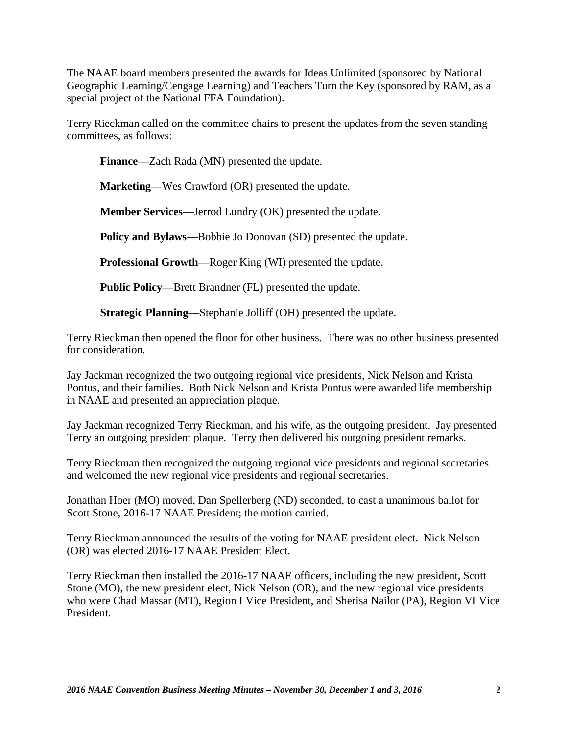The NAAE board members presented the awards for Ideas Unlimited (sponsored by National Geographic Learning/Cengage Learning) and Teachers Turn the Key (sponsored by RAM, as a special project of the National FFA Foundation).

Terry Rieckman called on the committee chairs to present the updates from the seven standing committees, as follows:

> **Finance**—Zach Rada (MN) presented the update.
>
> **Marketing**—Wes Crawford (OR) presented the update.
>
> **Member Services**—Jerrod Lundry (OK) presented the update.
>
> **Policy and Bylaws**—Bobbie Jo Donovan (SD) presented the update.
>
> **Professional Growth**—Roger King (WI) presented the update.
>
> **Public Policy**—Brett Brandner (FL) presented the update.
>
> **Strategic Planning**—Stephanie Jolliff (OH) presented the update.

Terry Rieckman then opened the floor for other business. There was no other business presented for consideration.

Jay Jackman recognized the two outgoing regional vice presidents, Nick Nelson and Krista Pontus, and their families. Both Nick Nelson and Krista Pontus were awarded life membership in NAAE and presented an appreciation plaque.

Jay Jackman recognized Terry Rieckman, and his wife, as the outgoing president. Jay presented Terry an outgoing president plaque. Terry then delivered his outgoing president remarks.

Terry Rieckman then recognized the outgoing regional vice presidents and regional secretaries and welcomed the new regional vice presidents and regional secretaries.

Jonathan Hoer (MO) moved, Dan Spellerberg (ND) seconded, to cast a unanimous ballot for Scott Stone, 2016-17 NAAE President; the motion carried.

Terry Rieckman announced the results of the voting for NAAE president elect. Nick Nelson (OR) was elected 2016-17 NAAE President Elect.

Terry Rieckman then installed the 2016-17 NAAE officers, including the new president, Scott Stone (MO), the new president elect, Nick Nelson (OR), and the new regional vice presidents who were Chad Massar (MT), Region I Vice President, and Sherisa Nailor (PA), Region VI Vice President.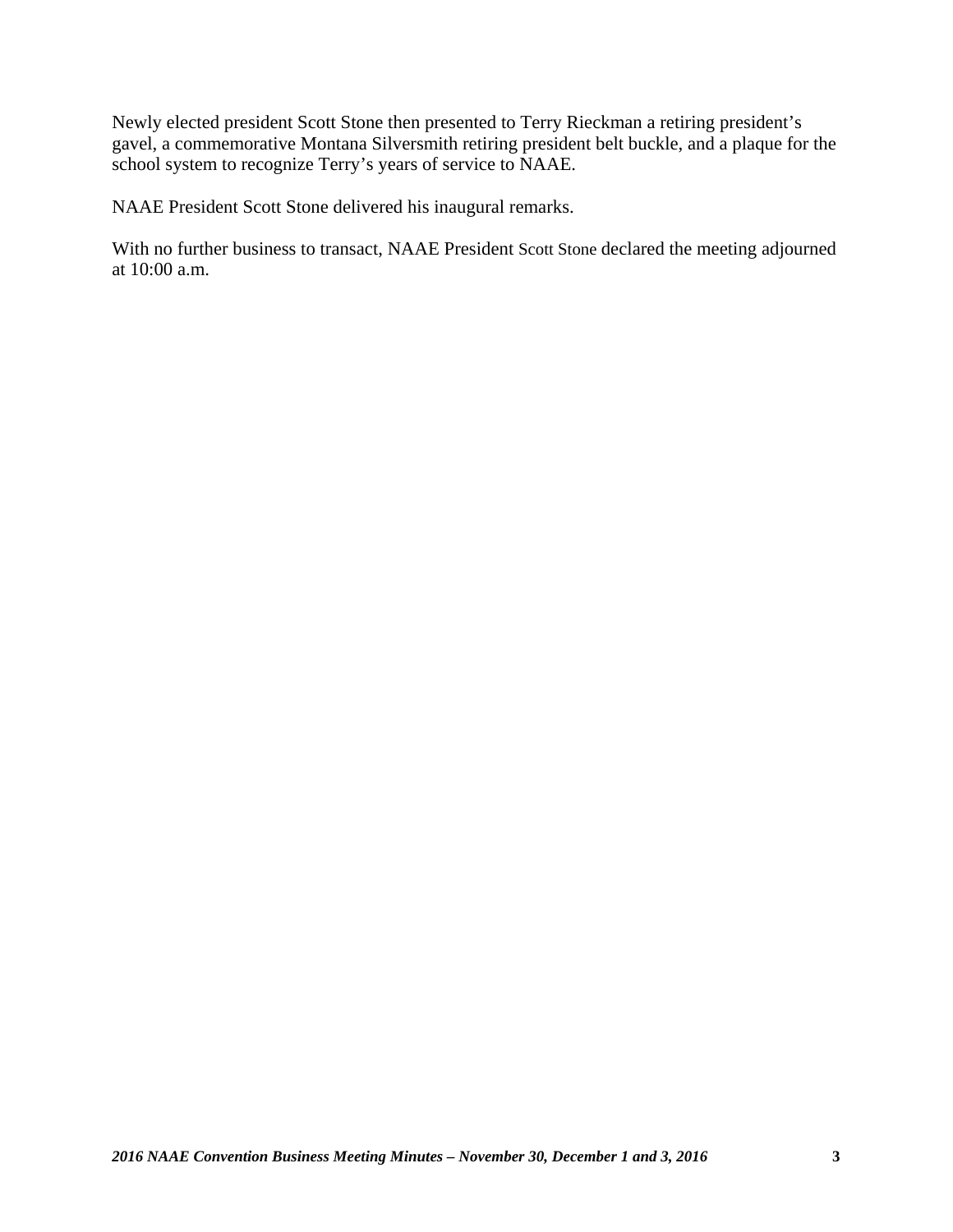Newly elected president Scott Stone then presented to Terry Rieckman a retiring president's gavel, a commemorative Montana Silversmith retiring president belt buckle, and a plaque for the school system to recognize Terry's years of service to NAAE.

NAAE President Scott Stone delivered his inaugural remarks.

With no further business to transact, NAAE President Scott Stone declared the meeting adjourned at 10:00 a.m.